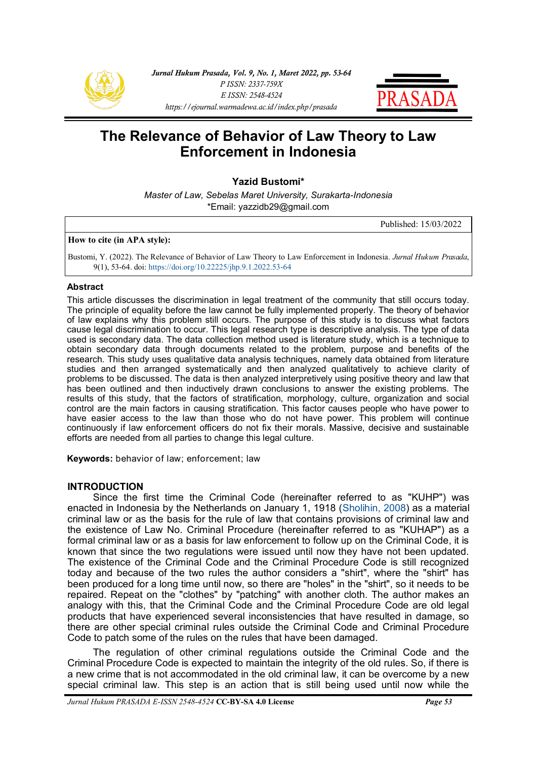# The Relevance of Behavior of Law Theory to Law Enforcement in Indonesia

**Yazid Bustomi***

*Master of Law, Sebelas Maret University, Surakarta-Indonesia*
*Email: yazzidb29@gmail.com

Published: 15/03/2022

**How to cite (in APA style):**

Bustomi, Y. (2022). The Relevance of Behavior of Law Theory to Law Enforcement in Indonesia. *Jurnal Hukum Prasada*, 9(1), 53-64. doi: https://doi.org/10.22225/jhp.9.1.2022.53-64

## Abstract

This article discusses the discrimination in legal treatment of the community that still occurs today. The principle of equality before the law cannot be fully implemented properly. The theory of behavior of law explains why this problem still occurs. The purpose of this study is to discuss what factors cause legal discrimination to occur. This legal research type is descriptive analysis. The type of data used is secondary data. The data collection method used is literature study, which is a technique to obtain secondary data through documents related to the problem, purpose and benefits of the research. This study uses qualitative data analysis techniques, namely data obtained from literature studies and then arranged systematically and then analyzed qualitatively to achieve clarity of problems to be discussed. The data is then analyzed interpretively using positive theory and law that has been outlined and then inductively drawn conclusions to answer the existing problems. The results of this study, that the factors of stratification, morphology, culture, organization and social control are the main factors in causing stratification. This factor causes people who have power to have easier access to the law than those who do not have power. This problem will continue continuously if law enforcement officers do not fix their morals. Massive, decisive and sustainable efforts are needed from all parties to change this legal culture.

**Keywords:** behavior of law; enforcement; law

## INTRODUCTION

Since the first time the Criminal Code (hereinafter referred to as "KUHP") was enacted in Indonesia by the Netherlands on January 1, 1918 (Sholihin, 2008) as a material criminal law or as the basis for the rule of law that contains provisions of criminal law and the existence of Law No. Criminal Procedure (hereinafter referred to as "KUHAP") as a formal criminal law or as a basis for law enforcement to follow up on the Criminal Code, it is known that since the two regulations were issued until now they have not been updated. The existence of the Criminal Code and the Criminal Procedure Code is still recognized today and because of the two rules the author considers a "shirt", where the "shirt" has been produced for a long time until now, so there are "holes" in the "shirt", so it needs to be repaired. Repeat on the "clothes" by "patching" with another cloth. The author makes an analogy with this, that the Criminal Code and the Criminal Procedure Code are old legal products that have experienced several inconsistencies that have resulted in damage, so there are other special criminal rules outside the Criminal Code and Criminal Procedure Code to patch some of the rules on the rules that have been damaged.

The regulation of other criminal regulations outside the Criminal Code and the Criminal Procedure Code is expected to maintain the integrity of the old rules. So, if there is a new crime that is not accommodated in the old criminal law, it can be overcome by a new special criminal law. This step is an action that is still being used until now while the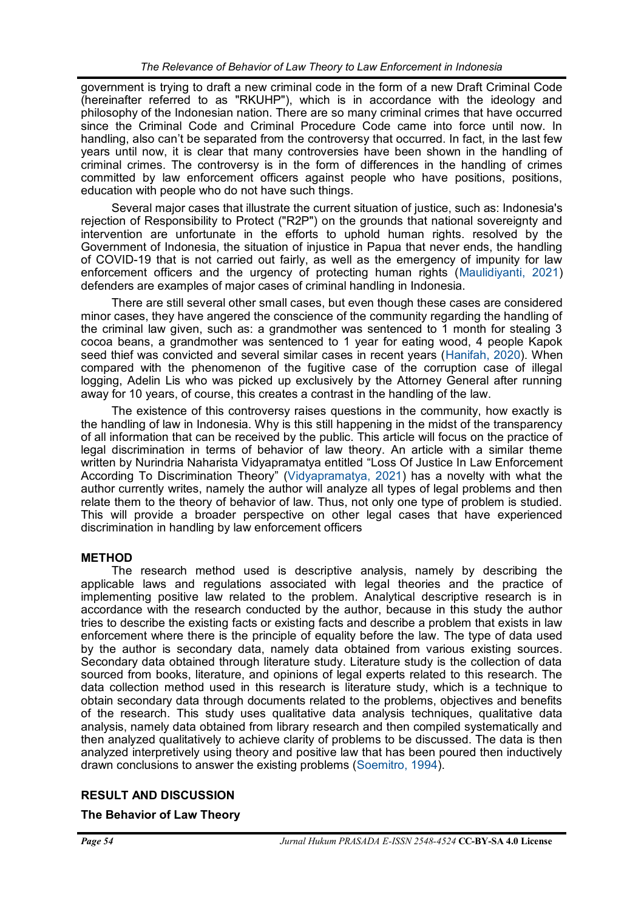government is trying to draft a new criminal code in the form of a new Draft Criminal Code (hereinafter referred to as "RKUHP"), which is in accordance with the ideology and philosophy of the Indonesian nation. There are so many criminal crimes that have occurred since the Criminal Code and Criminal Procedure Code came into force until now. In handling, also can't be separated from the controversy that occurred. In fact, in the last few years until now, it is clear that many controversies have been shown in the handling of criminal crimes. The controversy is in the form of differences in the handling of crimes committed by law enforcement officers against people who have positions, positions, education with people who do not have such things.

Several major cases that illustrate the current situation of justice, such as: Indonesia's rejection of Responsibility to Protect ("R2P") on the grounds that national sovereignty and intervention are unfortunate in the efforts to uphold human rights. resolved by the Government of Indonesia, the situation of injustice in Papua that never ends, the handling of COVID-19 that is not carried out fairly, as well as the emergency of impunity for law enforcement officers and the urgency of protecting human rights (Maulidiyanti, 2021) defenders are examples of major cases of criminal handling in Indonesia.

There are still several other small cases, but even though these cases are considered minor cases, they have angered the conscience of the community regarding the handling of the criminal law given, such as: a grandmother was sentenced to 1 month for stealing 3 cocoa beans, a grandmother was sentenced to 1 year for eating wood, 4 people Kapok seed thief was convicted and several similar cases in recent years (Hanifah, 2020). When compared with the phenomenon of the fugitive case of the corruption case of illegal logging, Adelin Lis who was picked up exclusively by the Attorney General after running away for 10 years, of course, this creates a contrast in the handling of the law.

The existence of this controversy raises questions in the community, how exactly is the handling of law in Indonesia. Why is this still happening in the midst of the transparency of all information that can be received by the public. This article will focus on the practice of legal discrimination in terms of behavior of law theory. An article with a similar theme written by Nurindria Naharista Vidyapramatya entitled "Loss Of Justice In Law Enforcement According To Discrimination Theory" (Vidyapramatya, 2021) has a novelty with what the author currently writes, namely the author will analyze all types of legal problems and then relate them to the theory of behavior of law. Thus, not only one type of problem is studied. This will provide a broader perspective on other legal cases that have experienced discrimination in handling by law enforcement officers

## METHOD

The research method used is descriptive analysis, namely by describing the applicable laws and regulations associated with legal theories and the practice of implementing positive law related to the problem. Analytical descriptive research is in accordance with the research conducted by the author, because in this study the author tries to describe the existing facts or existing facts and describe a problem that exists in law enforcement where there is the principle of equality before the law. The type of data used by the author is secondary data, namely data obtained from various existing sources. Secondary data obtained through literature study. Literature study is the collection of data sourced from books, literature, and opinions of legal experts related to this research. The data collection method used in this research is literature study, which is a technique to obtain secondary data through documents related to the problems, objectives and benefits of the research. This study uses qualitative data analysis techniques, qualitative data analysis, namely data obtained from library research and then compiled systematically and then analyzed qualitatively to achieve clarity of problems to be discussed. The data is then analyzed interpretively using theory and positive law that has been poured then inductively drawn conclusions to answer the existing problems (Soemitro, 1994).

## RESULT AND DISCUSSION

### The Behavior of Law Theory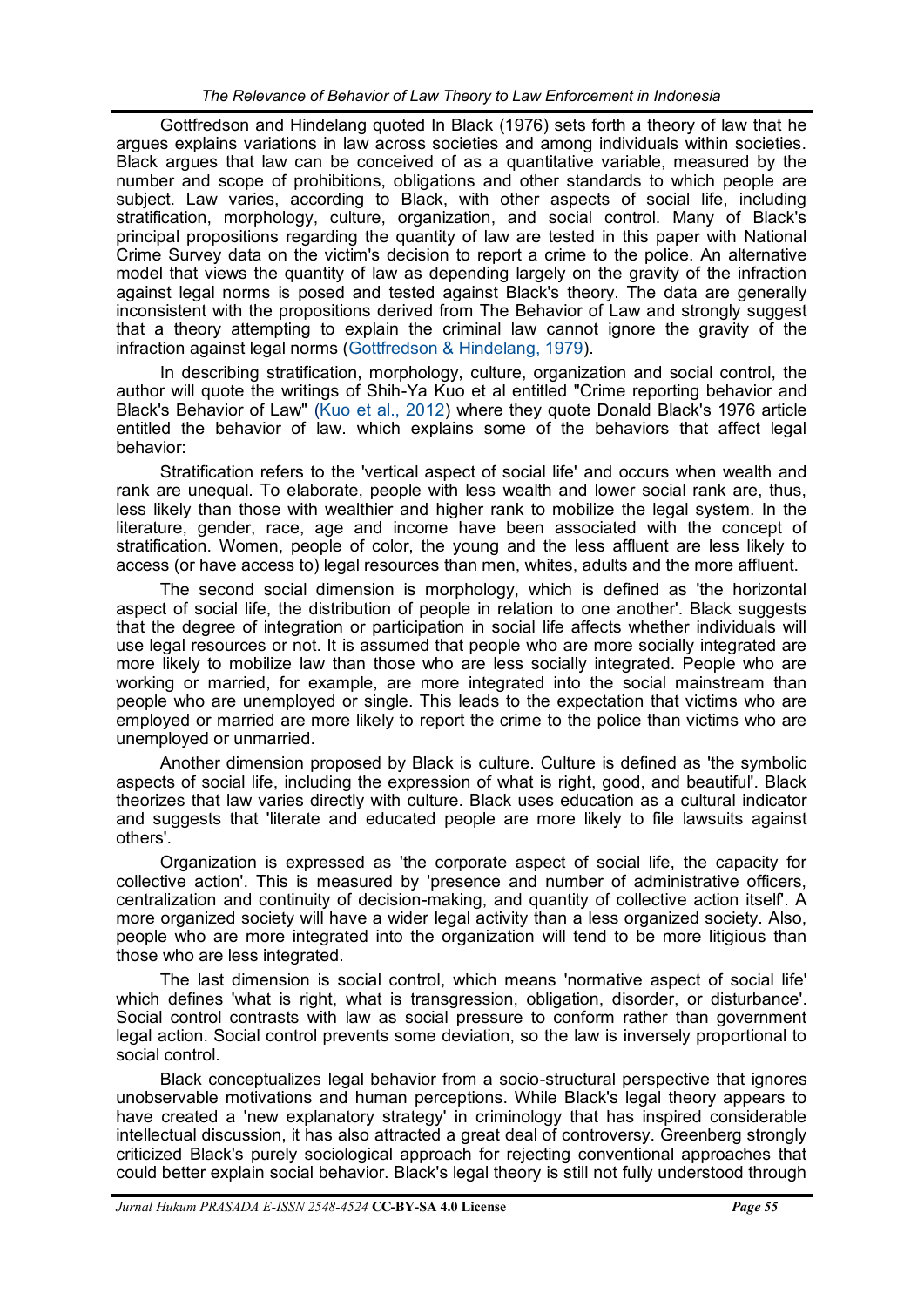Gottfredson and Hindelang quoted In Black (1976) sets forth a theory of law that he argues explains variations in law across societies and among individuals within societies. Black argues that law can be conceived of as a quantitative variable, measured by the number and scope of prohibitions, obligations and other standards to which people are subject. Law varies, according to Black, with other aspects of social life, including stratification, morphology, culture, organization, and social control. Many of Black's principal propositions regarding the quantity of law are tested in this paper with National Crime Survey data on the victim's decision to report a crime to the police. An alternative model that views the quantity of law as depending largely on the gravity of the infraction against legal norms is posed and tested against Black's theory. The data are generally inconsistent with the propositions derived from The Behavior of Law and strongly suggest that a theory attempting to explain the criminal law cannot ignore the gravity of the infraction against legal norms (Gottfredson & Hindelang, 1979).

In describing stratification, morphology, culture, organization and social control, the author will quote the writings of Shih-Ya Kuo et al entitled "Crime reporting behavior and Black's Behavior of Law" (Kuo et al., 2012) where they quote Donald Black's 1976 article entitled the behavior of law. which explains some of the behaviors that affect legal behavior:

Stratification refers to the 'vertical aspect of social life' and occurs when wealth and rank are unequal. To elaborate, people with less wealth and lower social rank are, thus, less likely than those with wealthier and higher rank to mobilize the legal system. In the literature, gender, race, age and income have been associated with the concept of stratification. Women, people of color, the young and the less affluent are less likely to access (or have access to) legal resources than men, whites, adults and the more affluent.

The second social dimension is morphology, which is defined as 'the horizontal aspect of social life, the distribution of people in relation to one another'. Black suggests that the degree of integration or participation in social life affects whether individuals will use legal resources or not. It is assumed that people who are more socially integrated are more likely to mobilize law than those who are less socially integrated. People who are working or married, for example, are more integrated into the social mainstream than people who are unemployed or single. This leads to the expectation that victims who are employed or married are more likely to report the crime to the police than victims who are unemployed or unmarried.

Another dimension proposed by Black is culture. Culture is defined as 'the symbolic aspects of social life, including the expression of what is right, good, and beautiful'. Black theorizes that law varies directly with culture. Black uses education as a cultural indicator and suggests that 'literate and educated people are more likely to file lawsuits against others'.

Organization is expressed as 'the corporate aspect of social life, the capacity for collective action'. This is measured by 'presence and number of administrative officers, centralization and continuity of decision-making, and quantity of collective action itself'. A more organized society will have a wider legal activity than a less organized society. Also, people who are more integrated into the organization will tend to be more litigious than those who are less integrated.

The last dimension is social control, which means 'normative aspect of social life' which defines 'what is right, what is transgression, obligation, disorder, or disturbance'. Social control contrasts with law as social pressure to conform rather than government legal action. Social control prevents some deviation, so the law is inversely proportional to social control.

Black conceptualizes legal behavior from a socio-structural perspective that ignores unobservable motivations and human perceptions. While Black's legal theory appears to have created a 'new explanatory strategy' in criminology that has inspired considerable intellectual discussion, it has also attracted a great deal of controversy. Greenberg strongly criticized Black's purely sociological approach for rejecting conventional approaches that could better explain social behavior. Black's legal theory is still not fully understood through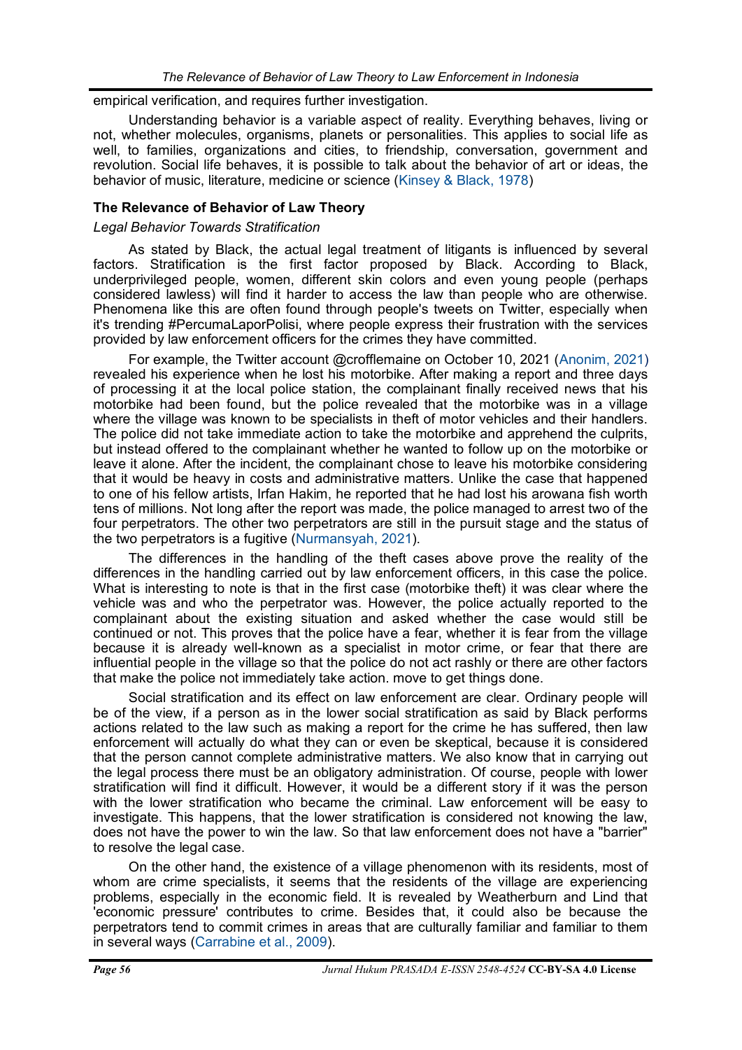empirical verification, and requires further investigation.

Understanding behavior is a variable aspect of reality. Everything behaves, living or not, whether molecules, organisms, planets or personalities. This applies to social life as well, to families, organizations and cities, to friendship, conversation, government and revolution. Social life behaves, it is possible to talk about the behavior of art or ideas, the behavior of music, literature, medicine or science (Kinsey & Black, 1978)

## The Relevance of Behavior of Law Theory

### *Legal Behavior Towards Stratification*

As stated by Black, the actual legal treatment of litigants is influenced by several factors. Stratification is the first factor proposed by Black. According to Black, underprivileged people, women, different skin colors and even young people (perhaps considered lawless) will find it harder to access the law than people who are otherwise. Phenomena like this are often found through people's tweets on Twitter, especially when it's trending #PercumaLaporPolisi, where people express their frustration with the services provided by law enforcement officers for the crimes they have committed.

For example, the Twitter account @crofflemaine on October 10, 2021 (Anonim, 2021) revealed his experience when he lost his motorbike. After making a report and three days of processing it at the local police station, the complainant finally received news that his motorbike had been found, but the police revealed that the motorbike was in a village where the village was known to be specialists in theft of motor vehicles and their handlers. The police did not take immediate action to take the motorbike and apprehend the culprits, but instead offered to the complainant whether he wanted to follow up on the motorbike or leave it alone. After the incident, the complainant chose to leave his motorbike considering that it would be heavy in costs and administrative matters. Unlike the case that happened to one of his fellow artists, Irfan Hakim, he reported that he had lost his arowana fish worth tens of millions. Not long after the report was made, the police managed to arrest two of the four perpetrators. The other two perpetrators are still in the pursuit stage and the status of the two perpetrators is a fugitive (Nurmansyah, 2021).

The differences in the handling of the theft cases above prove the reality of the differences in the handling carried out by law enforcement officers, in this case the police. What is interesting to note is that in the first case (motorbike theft) it was clear where the vehicle was and who the perpetrator was. However, the police actually reported to the complainant about the existing situation and asked whether the case would still be continued or not. This proves that the police have a fear, whether it is fear from the village because it is already well-known as a specialist in motor crime, or fear that there are influential people in the village so that the police do not act rashly or there are other factors that make the police not immediately take action. move to get things done.

Social stratification and its effect on law enforcement are clear. Ordinary people will be of the view, if a person as in the lower social stratification as said by Black performs actions related to the law such as making a report for the crime he has suffered, then law enforcement will actually do what they can or even be skeptical, because it is considered that the person cannot complete administrative matters. We also know that in carrying out the legal process there must be an obligatory administration. Of course, people with lower stratification will find it difficult. However, it would be a different story if it was the person with the lower stratification who became the criminal. Law enforcement will be easy to investigate. This happens, that the lower stratification is considered not knowing the law, does not have the power to win the law. So that law enforcement does not have a "barrier" to resolve the legal case.

On the other hand, the existence of a village phenomenon with its residents, most of whom are crime specialists, it seems that the residents of the village are experiencing problems, especially in the economic field. It is revealed by Weatherburn and Lind that 'economic pressure' contributes to crime. Besides that, it could also be because the perpetrators tend to commit crimes in areas that are culturally familiar and familiar to them in several ways (Carrabine et al., 2009).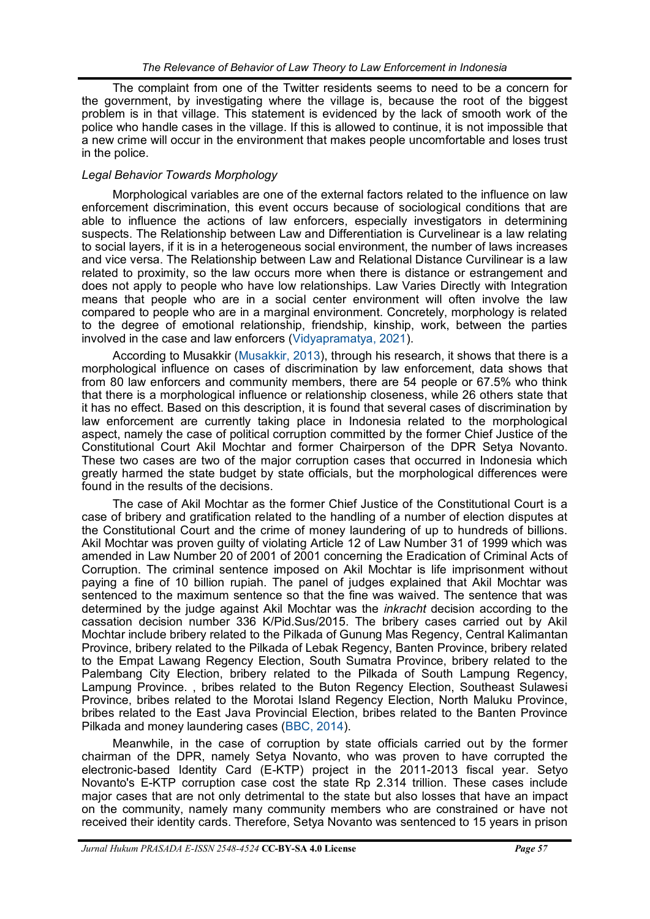The complaint from one of the Twitter residents seems to need to be a concern for the government, by investigating where the village is, because the root of the biggest problem is in that village. This statement is evidenced by the lack of smooth work of the police who handle cases in the village. If this is allowed to continue, it is not impossible that a new crime will occur in the environment that makes people uncomfortable and loses trust in the police.

*Legal Behavior Towards Morphology*

Morphological variables are one of the external factors related to the influence on law enforcement discrimination, this event occurs because of sociological conditions that are able to influence the actions of law enforcers, especially investigators in determining suspects. The Relationship between Law and Differentiation is Curvelinear is a law relating to social layers, if it is in a heterogeneous social environment, the number of laws increases and vice versa. The Relationship between Law and Relational Distance Curvilinear is a law related to proximity, so the law occurs more when there is distance or estrangement and does not apply to people who have low relationships. Law Varies Directly with Integration means that people who are in a social center environment will often involve the law compared to people who are in a marginal environment. Concretely, morphology is related to the degree of emotional relationship, friendship, kinship, work, between the parties involved in the case and law enforcers (Vidyapramatya, 2021).

According to Musakkir (Musakkir, 2013), through his research, it shows that there is a morphological influence on cases of discrimination by law enforcement, data shows that from 80 law enforcers and community members, there are 54 people or 67.5% who think that there is a morphological influence or relationship closeness, while 26 others state that it has no effect. Based on this description, it is found that several cases of discrimination by law enforcement are currently taking place in Indonesia related to the morphological aspect, namely the case of political corruption committed by the former Chief Justice of the Constitutional Court Akil Mochtar and former Chairperson of the DPR Setya Novanto. These two cases are two of the major corruption cases that occurred in Indonesia which greatly harmed the state budget by state officials, but the morphological differences were found in the results of the decisions.

The case of Akil Mochtar as the former Chief Justice of the Constitutional Court is a case of bribery and gratification related to the handling of a number of election disputes at the Constitutional Court and the crime of money laundering of up to hundreds of billions. Akil Mochtar was proven guilty of violating Article 12 of Law Number 31 of 1999 which was amended in Law Number 20 of 2001 of 2001 concerning the Eradication of Criminal Acts of Corruption. The criminal sentence imposed on Akil Mochtar is life imprisonment without paying a fine of 10 billion rupiah. The panel of judges explained that Akil Mochtar was sentenced to the maximum sentence so that the fine was waived. The sentence that was determined by the judge against Akil Mochtar was the *inkracht* decision according to the cassation decision number 336 K/Pid.Sus/2015. The bribery cases carried out by Akil Mochtar include bribery related to the Pilkada of Gunung Mas Regency, Central Kalimantan Province, bribery related to the Pilkada of Lebak Regency, Banten Province, bribery related to the Empat Lawang Regency Election, South Sumatra Province, bribery related to the Palembang City Election, bribery related to the Pilkada of South Lampung Regency, Lampung Province. , bribes related to the Buton Regency Election, Southeast Sulawesi Province, bribes related to the Morotai Island Regency Election, North Maluku Province, bribes related to the East Java Provincial Election, bribes related to the Banten Province Pilkada and money laundering cases (BBC, 2014).

Meanwhile, in the case of corruption by state officials carried out by the former chairman of the DPR, namely Setya Novanto, who was proven to have corrupted the electronic-based Identity Card (E-KTP) project in the 2011-2013 fiscal year. Setyo Novanto's E-KTP corruption case cost the state Rp 2.314 trillion. These cases include major cases that are not only detrimental to the state but also losses that have an impact on the community, namely many community members who are constrained or have not received their identity cards. Therefore, Setya Novanto was sentenced to 15 years in prison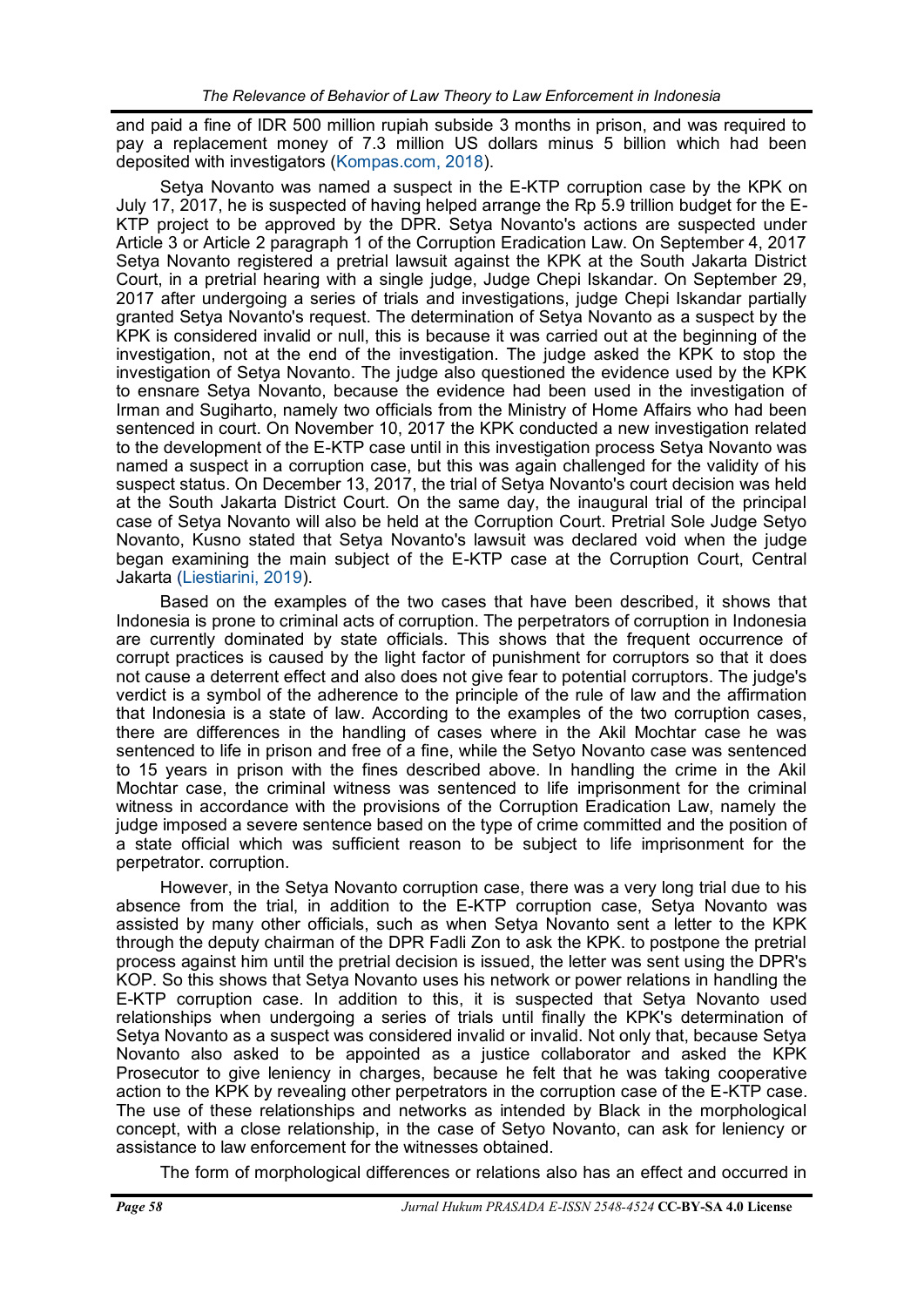and paid a fine of IDR 500 million rupiah subside 3 months in prison, and was required to pay a replacement money of 7.3 million US dollars minus 5 billion which had been deposited with investigators (Kompas.com, 2018).

Setya Novanto was named a suspect in the E-KTP corruption case by the KPK on July 17, 2017, he is suspected of having helped arrange the Rp 5.9 trillion budget for the E-KTP project to be approved by the DPR. Setya Novanto's actions are suspected under Article 3 or Article 2 paragraph 1 of the Corruption Eradication Law. On September 4, 2017 Setya Novanto registered a pretrial lawsuit against the KPK at the South Jakarta District Court, in a pretrial hearing with a single judge, Judge Chepi Iskandar. On September 29, 2017 after undergoing a series of trials and investigations, judge Chepi Iskandar partially granted Setya Novanto's request. The determination of Setya Novanto as a suspect by the KPK is considered invalid or null, this is because it was carried out at the beginning of the investigation, not at the end of the investigation. The judge asked the KPK to stop the investigation of Setya Novanto. The judge also questioned the evidence used by the KPK to ensnare Setya Novanto, because the evidence had been used in the investigation of Irman and Sugiharto, namely two officials from the Ministry of Home Affairs who had been sentenced in court. On November 10, 2017 the KPK conducted a new investigation related to the development of the E-KTP case until in this investigation process Setya Novanto was named a suspect in a corruption case, but this was again challenged for the validity of his suspect status. On December 13, 2017, the trial of Setya Novanto's court decision was held at the South Jakarta District Court. On the same day, the inaugural trial of the principal case of Setya Novanto will also be held at the Corruption Court. Pretrial Sole Judge Setyo Novanto, Kusno stated that Setya Novanto's lawsuit was declared void when the judge began examining the main subject of the E-KTP case at the Corruption Court, Central Jakarta (Liestiarini, 2019).

Based on the examples of the two cases that have been described, it shows that Indonesia is prone to criminal acts of corruption. The perpetrators of corruption in Indonesia are currently dominated by state officials. This shows that the frequent occurrence of corrupt practices is caused by the light factor of punishment for corruptors so that it does not cause a deterrent effect and also does not give fear to potential corruptors. The judge's verdict is a symbol of the adherence to the principle of the rule of law and the affirmation that Indonesia is a state of law. According to the examples of the two corruption cases, there are differences in the handling of cases where in the Akil Mochtar case he was sentenced to life in prison and free of a fine, while the Setyo Novanto case was sentenced to 15 years in prison with the fines described above. In handling the crime in the Akil Mochtar case, the criminal witness was sentenced to life imprisonment for the criminal witness in accordance with the provisions of the Corruption Eradication Law, namely the judge imposed a severe sentence based on the type of crime committed and the position of a state official which was sufficient reason to be subject to life imprisonment for the perpetrator. corruption.

However, in the Setya Novanto corruption case, there was a very long trial due to his absence from the trial, in addition to the E-KTP corruption case, Setya Novanto was assisted by many other officials, such as when Setya Novanto sent a letter to the KPK through the deputy chairman of the DPR Fadli Zon to ask the KPK. to postpone the pretrial process against him until the pretrial decision is issued, the letter was sent using the DPR's KOP. So this shows that Setya Novanto uses his network or power relations in handling the E-KTP corruption case. In addition to this, it is suspected that Setya Novanto used relationships when undergoing a series of trials until finally the KPK's determination of Setya Novanto as a suspect was considered invalid or invalid. Not only that, because Setya Novanto also asked to be appointed as a justice collaborator and asked the KPK Prosecutor to give leniency in charges, because he felt that he was taking cooperative action to the KPK by revealing other perpetrators in the corruption case of the E-KTP case. The use of these relationships and networks as intended by Black in the morphological concept, with a close relationship, in the case of Setyo Novanto, can ask for leniency or assistance to law enforcement for the witnesses obtained.

The form of morphological differences or relations also has an effect and occurred in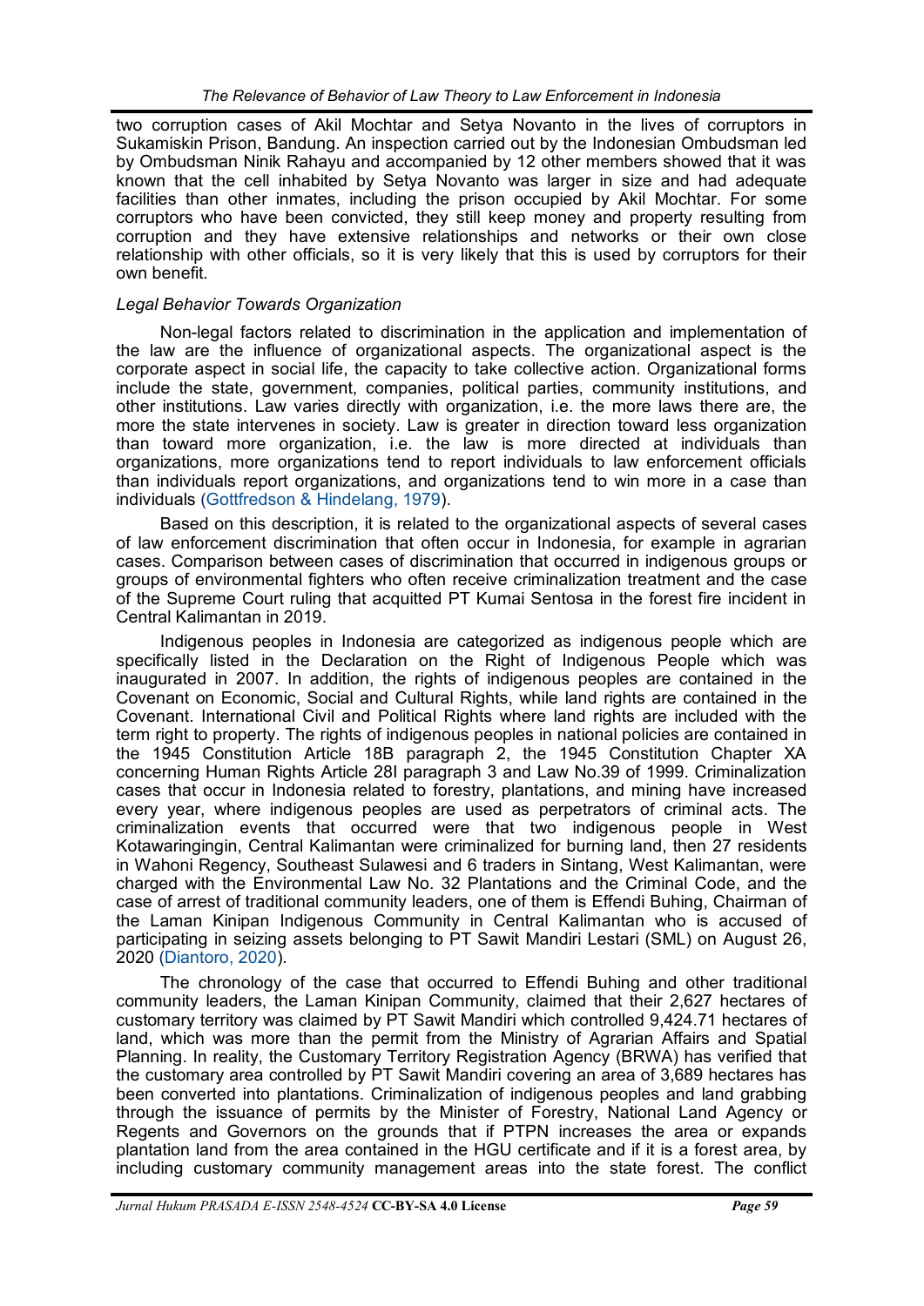two corruption cases of Akil Mochtar and Setya Novanto in the lives of corruptors in Sukamiskin Prison, Bandung. An inspection carried out by the Indonesian Ombudsman led by Ombudsman Ninik Rahayu and accompanied by 12 other members showed that it was known that the cell inhabited by Setya Novanto was larger in size and had adequate facilities than other inmates, including the prison occupied by Akil Mochtar. For some corruptors who have been convicted, they still keep money and property resulting from corruption and they have extensive relationships and networks or their own close relationship with other officials, so it is very likely that this is used by corruptors for their own benefit.

### *Legal Behavior Towards Organization*

Non-legal factors related to discrimination in the application and implementation of the law are the influence of organizational aspects. The organizational aspect is the corporate aspect in social life, the capacity to take collective action. Organizational forms include the state, government, companies, political parties, community institutions, and other institutions. Law varies directly with organization, i.e. the more laws there are, the more the state intervenes in society. Law is greater in direction toward less organization than toward more organization, i.e. the law is more directed at individuals than organizations, more organizations tend to report individuals to law enforcement officials than individuals report organizations, and organizations tend to win more in a case than individuals (Gottfredson & Hindelang, 1979).

Based on this description, it is related to the organizational aspects of several cases of law enforcement discrimination that often occur in Indonesia, for example in agrarian cases. Comparison between cases of discrimination that occurred in indigenous groups or groups of environmental fighters who often receive criminalization treatment and the case of the Supreme Court ruling that acquitted PT Kumai Sentosa in the forest fire incident in Central Kalimantan in 2019.

Indigenous peoples in Indonesia are categorized as indigenous people which are specifically listed in the Declaration on the Right of Indigenous People which was inaugurated in 2007. In addition, the rights of indigenous peoples are contained in the Covenant on Economic, Social and Cultural Rights, while land rights are contained in the Covenant. International Civil and Political Rights where land rights are included with the term right to property. The rights of indigenous peoples in national policies are contained in the 1945 Constitution Article 18B paragraph 2, the 1945 Constitution Chapter XA concerning Human Rights Article 28I paragraph 3 and Law No.39 of 1999. Criminalization cases that occur in Indonesia related to forestry, plantations, and mining have increased every year, where indigenous peoples are used as perpetrators of criminal acts. The criminalization events that occurred were that two indigenous people in West Kotawaringingin, Central Kalimantan were criminalized for burning land, then 27 residents in Wahoni Regency, Southeast Sulawesi and 6 traders in Sintang, West Kalimantan, were charged with the Environmental Law No. 32 Plantations and the Criminal Code, and the case of arrest of traditional community leaders, one of them is Effendi Buhing, Chairman of the Laman Kinipan Indigenous Community in Central Kalimantan who is accused of participating in seizing assets belonging to PT Sawit Mandiri Lestari (SML) on August 26, 2020 (Diantoro, 2020).

The chronology of the case that occurred to Effendi Buhing and other traditional community leaders, the Laman Kinipan Community, claimed that their 2,627 hectares of customary territory was claimed by PT Sawit Mandiri which controlled 9,424.71 hectares of land, which was more than the permit from the Ministry of Agrarian Affairs and Spatial Planning. In reality, the Customary Territory Registration Agency (BRWA) has verified that the customary area controlled by PT Sawit Mandiri covering an area of 3,689 hectares has been converted into plantations. Criminalization of indigenous peoples and land grabbing through the issuance of permits by the Minister of Forestry, National Land Agency or Regents and Governors on the grounds that if PTPN increases the area or expands plantation land from the area contained in the HGU certificate and if it is a forest area, by including customary community management areas into the state forest. The conflict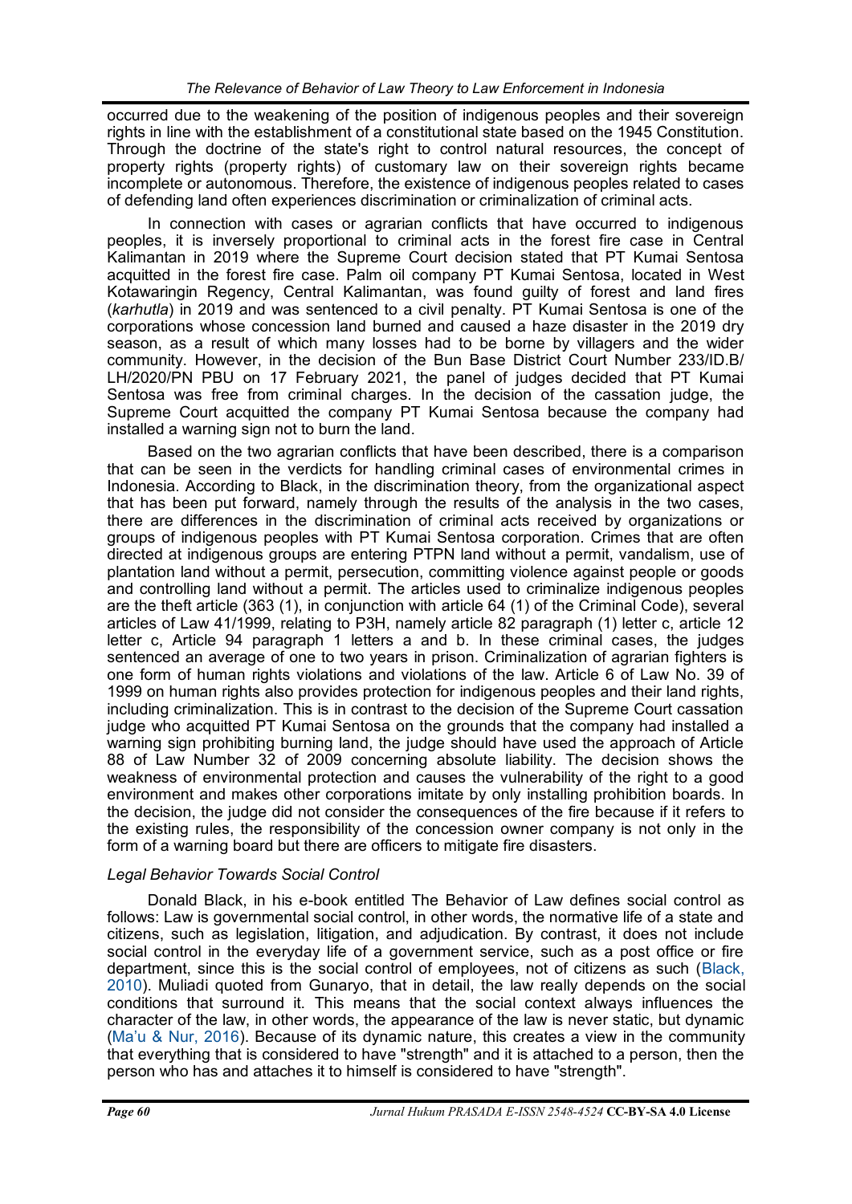occurred due to the weakening of the position of indigenous peoples and their sovereign rights in line with the establishment of a constitutional state based on the 1945 Constitution. Through the doctrine of the state's right to control natural resources, the concept of property rights (property rights) of customary law on their sovereign rights became incomplete or autonomous. Therefore, the existence of indigenous peoples related to cases of defending land often experiences discrimination or criminalization of criminal acts.

In connection with cases or agrarian conflicts that have occurred to indigenous peoples, it is inversely proportional to criminal acts in the forest fire case in Central Kalimantan in 2019 where the Supreme Court decision stated that PT Kumai Sentosa acquitted in the forest fire case. Palm oil company PT Kumai Sentosa, located in West Kotawaringin Regency, Central Kalimantan, was found guilty of forest and land fires (*karhutla*) in 2019 and was sentenced to a civil penalty. PT Kumai Sentosa is one of the corporations whose concession land burned and caused a haze disaster in the 2019 dry season, as a result of which many losses had to be borne by villagers and the wider community. However, in the decision of the Bun Base District Court Number 233/ID.B/ LH/2020/PN PBU on 17 February 2021, the panel of judges decided that PT Kumai Sentosa was free from criminal charges. In the decision of the cassation judge, the Supreme Court acquitted the company PT Kumai Sentosa because the company had installed a warning sign not to burn the land.

Based on the two agrarian conflicts that have been described, there is a comparison that can be seen in the verdicts for handling criminal cases of environmental crimes in Indonesia. According to Black, in the discrimination theory, from the organizational aspect that has been put forward, namely through the results of the analysis in the two cases, there are differences in the discrimination of criminal acts received by organizations or groups of indigenous peoples with PT Kumai Sentosa corporation. Crimes that are often directed at indigenous groups are entering PTPN land without a permit, vandalism, use of plantation land without a permit, persecution, committing violence against people or goods and controlling land without a permit. The articles used to criminalize indigenous peoples are the theft article (363 (1), in conjunction with article 64 (1) of the Criminal Code), several articles of Law 41/1999, relating to P3H, namely article 82 paragraph (1) letter c, article 12 letter c, Article 94 paragraph 1 letters a and b. In these criminal cases, the judges sentenced an average of one to two years in prison. Criminalization of agrarian fighters is one form of human rights violations and violations of the law. Article 6 of Law No. 39 of 1999 on human rights also provides protection for indigenous peoples and their land rights, including criminalization. This is in contrast to the decision of the Supreme Court cassation judge who acquitted PT Kumai Sentosa on the grounds that the company had installed a warning sign prohibiting burning land, the judge should have used the approach of Article 88 of Law Number 32 of 2009 concerning absolute liability. The decision shows the weakness of environmental protection and causes the vulnerability of the right to a good environment and makes other corporations imitate by only installing prohibition boards. In the decision, the judge did not consider the consequences of the fire because if it refers to the existing rules, the responsibility of the concession owner company is not only in the form of a warning board but there are officers to mitigate fire disasters.

### *Legal Behavior Towards Social Control*

Donald Black, in his e-book entitled The Behavior of Law defines social control as follows: Law is governmental social control, in other words, the normative life of a state and citizens, such as legislation, litigation, and adjudication. By contrast, it does not include social control in the everyday life of a government service, such as a post office or fire department, since this is the social control of employees, not of citizens as such (Black, 2010). Muliadi quoted from Gunaryo, that in detail, the law really depends on the social conditions that surround it. This means that the social context always influences the character of the law, in other words, the appearance of the law is never static, but dynamic (Ma'u & Nur, 2016). Because of its dynamic nature, this creates a view in the community that everything that is considered to have "strength" and it is attached to a person, then the person who has and attaches it to himself is considered to have "strength".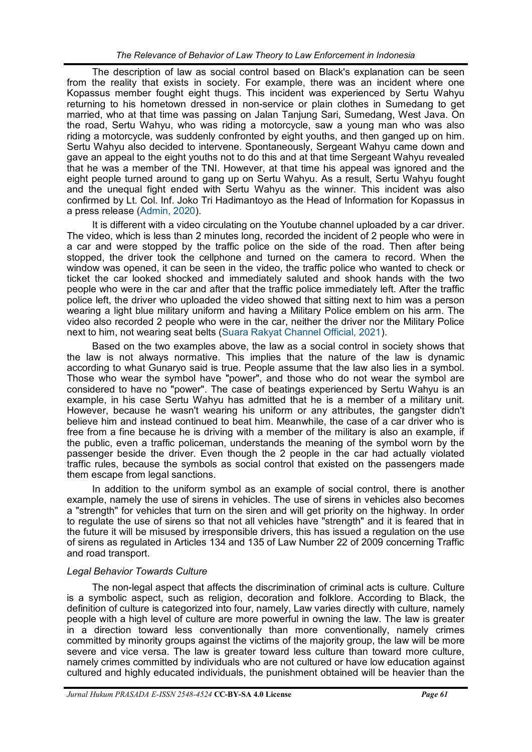The description of law as social control based on Black's explanation can be seen from the reality that exists in society. For example, there was an incident where one Kopassus member fought eight thugs. This incident was experienced by Sertu Wahyu returning to his hometown dressed in non-service or plain clothes in Sumedang to get married, who at that time was passing on Jalan Tanjung Sari, Sumedang, West Java. On the road, Sertu Wahyu, who was riding a motorcycle, saw a young man who was also riding a motorcycle, was suddenly confronted by eight youths, and then ganged up on him. Sertu Wahyu also decided to intervene. Spontaneously, Sergeant Wahyu came down and gave an appeal to the eight youths not to do this and at that time Sergeant Wahyu revealed that he was a member of the TNI. However, at that time his appeal was ignored and the eight people turned around to gang up on Sertu Wahyu. As a result, Sertu Wahyu fought and the unequal fight ended with Sertu Wahyu as the winner. This incident was also confirmed by Lt. Col. Inf. Joko Tri Hadimantoyo as the Head of Information for Kopassus in a press release (Admin, 2020).

It is different with a video circulating on the Youtube channel uploaded by a car driver. The video, which is less than 2 minutes long, recorded the incident of 2 people who were in a car and were stopped by the traffic police on the side of the road. Then after being stopped, the driver took the cellphone and turned on the camera to record. When the window was opened, it can be seen in the video, the traffic police who wanted to check or ticket the car looked shocked and immediately saluted and shook hands with the two people who were in the car and after that the traffic police immediately left. After the traffic police left, the driver who uploaded the video showed that sitting next to him was a person wearing a light blue military uniform and having a Military Police emblem on his arm. The video also recorded 2 people who were in the car, neither the driver nor the Military Police next to him, not wearing seat belts (Suara Rakyat Channel Official, 2021).

Based on the two examples above, the law as a social control in society shows that the law is not always normative. This implies that the nature of the law is dynamic according to what Gunaryo said is true. People assume that the law also lies in a symbol. Those who wear the symbol have "power", and those who do not wear the symbol are considered to have no "power". The case of beatings experienced by Sertu Wahyu is an example, in his case Sertu Wahyu has admitted that he is a member of a military unit. However, because he wasn't wearing his uniform or any attributes, the gangster didn't believe him and instead continued to beat him. Meanwhile, the case of a car driver who is free from a fine because he is driving with a member of the military is also an example, if the public, even a traffic policeman, understands the meaning of the symbol worn by the passenger beside the driver. Even though the 2 people in the car had actually violated traffic rules, because the symbols as social control that existed on the passengers made them escape from legal sanctions.

In addition to the uniform symbol as an example of social control, there is another example, namely the use of sirens in vehicles. The use of sirens in vehicles also becomes a "strength" for vehicles that turn on the siren and will get priority on the highway. In order to regulate the use of sirens so that not all vehicles have "strength" and it is feared that in the future it will be misused by irresponsible drivers, this has issued a regulation on the use of sirens as regulated in Articles 134 and 135 of Law Number 22 of 2009 concerning Traffic and road transport.

*Legal Behavior Towards Culture*

The non-legal aspect that affects the discrimination of criminal acts is culture. Culture is a symbolic aspect, such as religion, decoration and folklore. According to Black, the definition of culture is categorized into four, namely, Law varies directly with culture, namely people with a high level of culture are more powerful in owning the law. The law is greater in a direction toward less conventionally than more conventionally, namely crimes committed by minority groups against the victims of the majority group, the law will be more severe and vice versa. The law is greater toward less culture than toward more culture, namely crimes committed by individuals who are not cultured or have low education against cultured and highly educated individuals, the punishment obtained will be heavier than the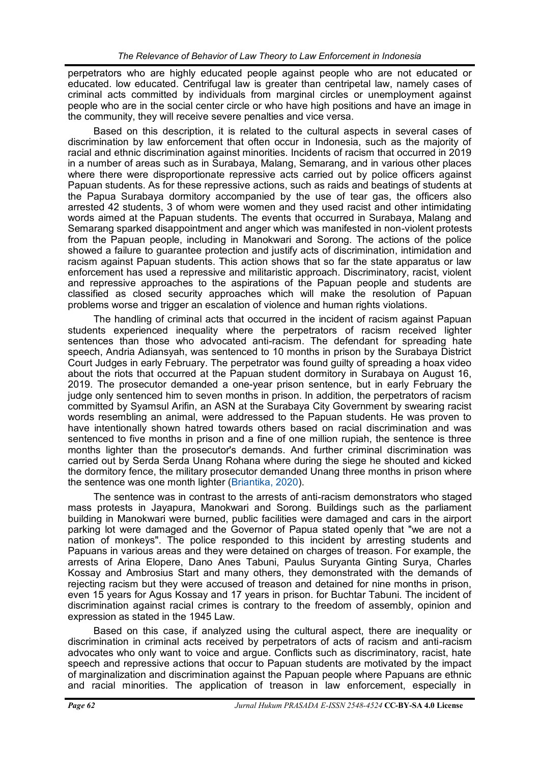perpetrators who are highly educated people against people who are not educated or educated. low educated. Centrifugal law is greater than centripetal law, namely cases of criminal acts committed by individuals from marginal circles or unemployment against people who are in the social center circle or who have high positions and have an image in the community, they will receive severe penalties and vice versa.

Based on this description, it is related to the cultural aspects in several cases of discrimination by law enforcement that often occur in Indonesia, such as the majority of racial and ethnic discrimination against minorities. Incidents of racism that occurred in 2019 in a number of areas such as in Surabaya, Malang, Semarang, and in various other places where there were disproportionate repressive acts carried out by police officers against Papuan students. As for these repressive actions, such as raids and beatings of students at the Papua Surabaya dormitory accompanied by the use of tear gas, the officers also arrested 42 students, 3 of whom were women and they used racist and other intimidating words aimed at the Papuan students. The events that occurred in Surabaya, Malang and Semarang sparked disappointment and anger which was manifested in non-violent protests from the Papuan people, including in Manokwari and Sorong. The actions of the police showed a failure to guarantee protection and justify acts of discrimination, intimidation and racism against Papuan students. This action shows that so far the state apparatus or law enforcement has used a repressive and militaristic approach. Discriminatory, racist, violent and repressive approaches to the aspirations of the Papuan people and students are classified as closed security approaches which will make the resolution of Papuan problems worse and trigger an escalation of violence and human rights violations.

The handling of criminal acts that occurred in the incident of racism against Papuan students experienced inequality where the perpetrators of racism received lighter sentences than those who advocated anti-racism. The defendant for spreading hate speech, Andria Adiansyah, was sentenced to 10 months in prison by the Surabaya District Court Judges in early February. The perpetrator was found guilty of spreading a hoax video about the riots that occurred at the Papuan student dormitory in Surabaya on August 16, 2019. The prosecutor demanded a one-year prison sentence, but in early February the judge only sentenced him to seven months in prison. In addition, the perpetrators of racism committed by Syamsul Arifin, an ASN at the Surabaya City Government by swearing racist words resembling an animal, were addressed to the Papuan students. He was proven to have intentionally shown hatred towards others based on racial discrimination and was sentenced to five months in prison and a fine of one million rupiah, the sentence is three months lighter than the prosecutor's demands. And further criminal discrimination was carried out by Serda Serda Unang Rohana where during the siege he shouted and kicked the dormitory fence, the military prosecutor demanded Unang three months in prison where the sentence was one month lighter (Briantika, 2020).

The sentence was in contrast to the arrests of anti-racism demonstrators who staged mass protests in Jayapura, Manokwari and Sorong. Buildings such as the parliament building in Manokwari were burned, public facilities were damaged and cars in the airport parking lot were damaged and the Governor of Papua stated openly that "we are not a nation of monkeys". The police responded to this incident by arresting students and Papuans in various areas and they were detained on charges of treason. For example, the arrests of Arina Elopere, Dano Anes Tabuni, Paulus Suryanta Ginting Surya, Charles Kossay and Ambrosius Start and many others, they demonstrated with the demands of rejecting racism but they were accused of treason and detained for nine months in prison, even 15 years for Agus Kossay and 17 years in prison. for Buchtar Tabuni. The incident of discrimination against racial crimes is contrary to the freedom of assembly, opinion and expression as stated in the 1945 Law.

Based on this case, if analyzed using the cultural aspect, there are inequality or discrimination in criminal acts received by perpetrators of acts of racism and anti-racism advocates who only want to voice and argue. Conflicts such as discriminatory, racist, hate speech and repressive actions that occur to Papuan students are motivated by the impact of marginalization and discrimination against the Papuan people where Papuans are ethnic and racial minorities. The application of treason in law enforcement, especially in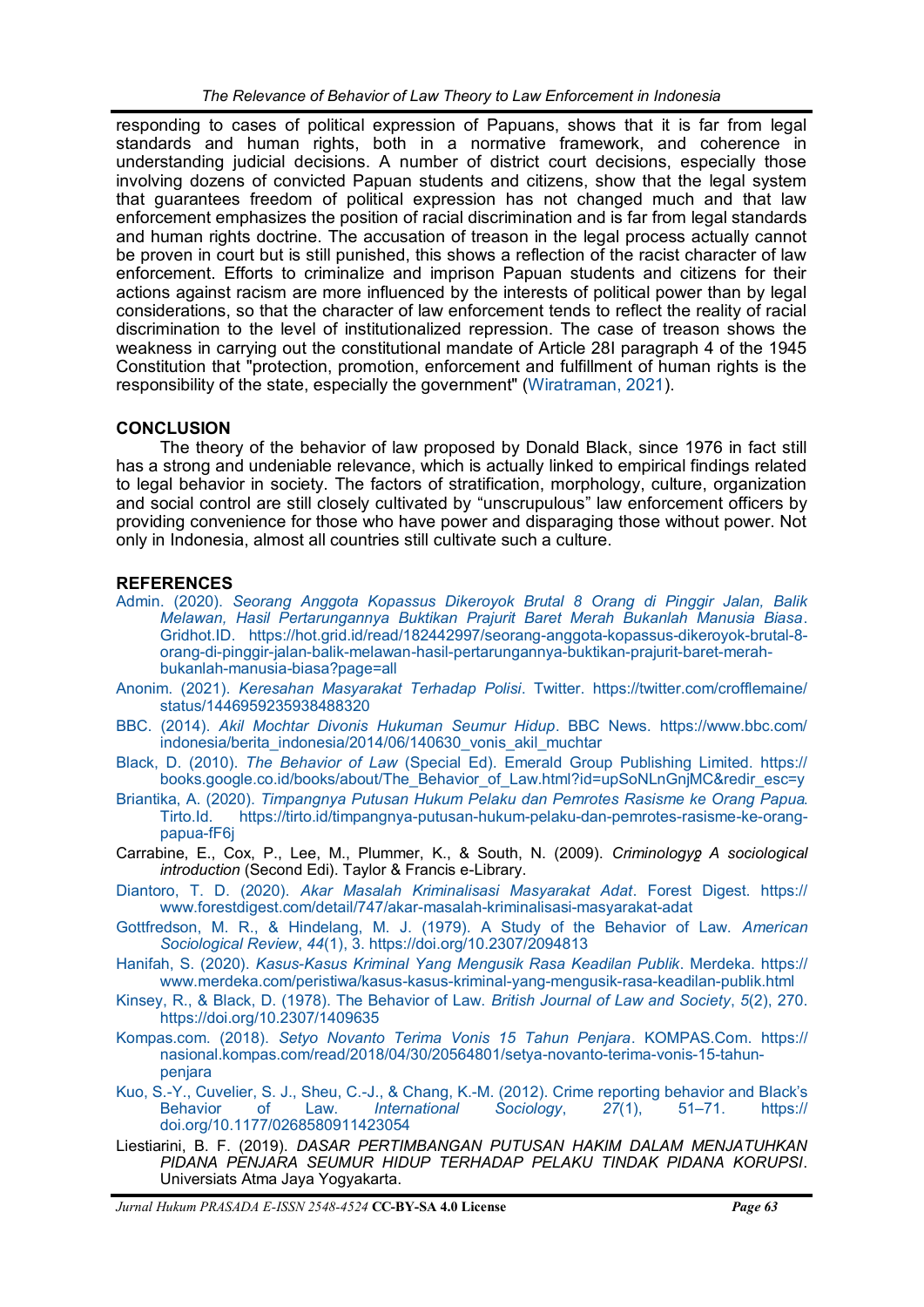responding to cases of political expression of Papuans, shows that it is far from legal standards and human rights, both in a normative framework, and coherence in understanding judicial decisions. A number of district court decisions, especially those involving dozens of convicted Papuan students and citizens, show that the legal system that guarantees freedom of political expression has not changed much and that law enforcement emphasizes the position of racial discrimination and is far from legal standards and human rights doctrine. The accusation of treason in the legal process actually cannot be proven in court but is still punished, this shows a reflection of the racist character of law enforcement. Efforts to criminalize and imprison Papuan students and citizens for their actions against racism are more influenced by the interests of political power than by legal considerations, so that the character of law enforcement tends to reflect the reality of racial discrimination to the level of institutionalized repression. The case of treason shows the weakness in carrying out the constitutional mandate of Article 28I paragraph 4 of the 1945 Constitution that "protection, promotion, enforcement and fulfillment of human rights is the responsibility of the state, especially the government" (Wiratraman, 2021).

## CONCLUSION

The theory of the behavior of law proposed by Donald Black, since 1976 in fact still has a strong and undeniable relevance, which is actually linked to empirical findings related to legal behavior in society. The factors of stratification, morphology, culture, organization and social control are still closely cultivated by "unscrupulous" law enforcement officers by providing convenience for those who have power and disparaging those without power. Not only in Indonesia, almost all countries still cultivate such a culture.

## REFERENCES

Admin. (2020). *Seorang Anggota Kopassus Dikeroyok Brutal 8 Orang di Pinggir Jalan, Balik Melawan, Hasil Pertarungannya Buktikan Prajurit Baret Merah Bukanlah Manusia Biasa*. Gridhot.ID. https://hot.grid.id/read/182442997/seorang-anggota-kopassus-dikeroyok-brutal-8-orang-di-pinggir-jalan-balik-melawan-hasil-pertarungannya-buktikan-prajurit-baret-merah-bukanlah-manusia-biasa?page=all

Anonim. (2021). *Keresahan Masyarakat Terhadap Polisi*. Twitter. https://twitter.com/crofflemaine/status/1446959235938488320

BBC. (2014). *Akil Mochtar Divonis Hukuman Seumur Hidup*. BBC News. https://www.bbc.com/indonesia/berita_indonesia/2014/06/140630_vonis_akil_muchtar

Black, D. (2010). *The Behavior of Law* (Special Ed). Emerald Group Publishing Limited. https://books.google.co.id/books/about/The_Behavior_of_Law.html?id=upSoNLnGnjMC&redir_esc=y

Briantika, A. (2020). *Timpangnya Putusan Hukum Pelaku dan Pemrotes Rasisme ke Orang Papua*. Tirto.Id. https://tirto.id/timpangnya-putusan-hukum-pelaku-dan-pemrotes-rasisme-ke-orang-papua-fF6j

Carrabine, E., Cox, P., Lee, M., Plummer, K., & South, N. (2009). *Criminologyg A sociological introduction* (Second Edi). Taylor & Francis e-Library.

Diantoro, T. D. (2020). *Akar Masalah Kriminalisasi Masyarakat Adat*. Forest Digest. https://www.forestdigest.com/detail/747/akar-masalah-kriminalisasi-masyarakat-adat

Gottfredson, M. R., & Hindelang, M. J. (1979). A Study of the Behavior of Law. *American Sociological Review*, *44*(1), 3. https://doi.org/10.2307/2094813

Hanifah, S. (2020). *Kasus-Kasus Kriminal Yang Mengusik Rasa Keadilan Publik*. Merdeka. https://www.merdeka.com/peristiwa/kasus-kasus-kriminal-yang-mengusik-rasa-keadilan-publik.html

Kinsey, R., & Black, D. (1978). The Behavior of Law. *British Journal of Law and Society*, *5*(2), 270. https://doi.org/10.2307/1409635

Kompas.com. (2018). *Setyo Novanto Terima Vonis 15 Tahun Penjara*. KOMPAS.Com. https://nasional.kompas.com/read/2018/04/30/20564801/setya-novanto-terima-vonis-15-tahun-penjara

Kuo, S.-Y., Cuvelier, S. J., Sheu, C.-J., & Chang, K.-M. (2012). Crime reporting behavior and Black's Behavior of Law. *International Sociology*, *27*(1), 51–71. https://doi.org/10.1177/0268580911423054

Liestiarini, B. F. (2019). *DASAR PERTIMBANGAN PUTUSAN HAKIM DALAM MENJATUHKAN PIDANA PENJARA SEUMUR HIDUP TERHADAP PELAKU TINDAK PIDANA KORUPSI*. Universiats Atma Jaya Yogyakarta.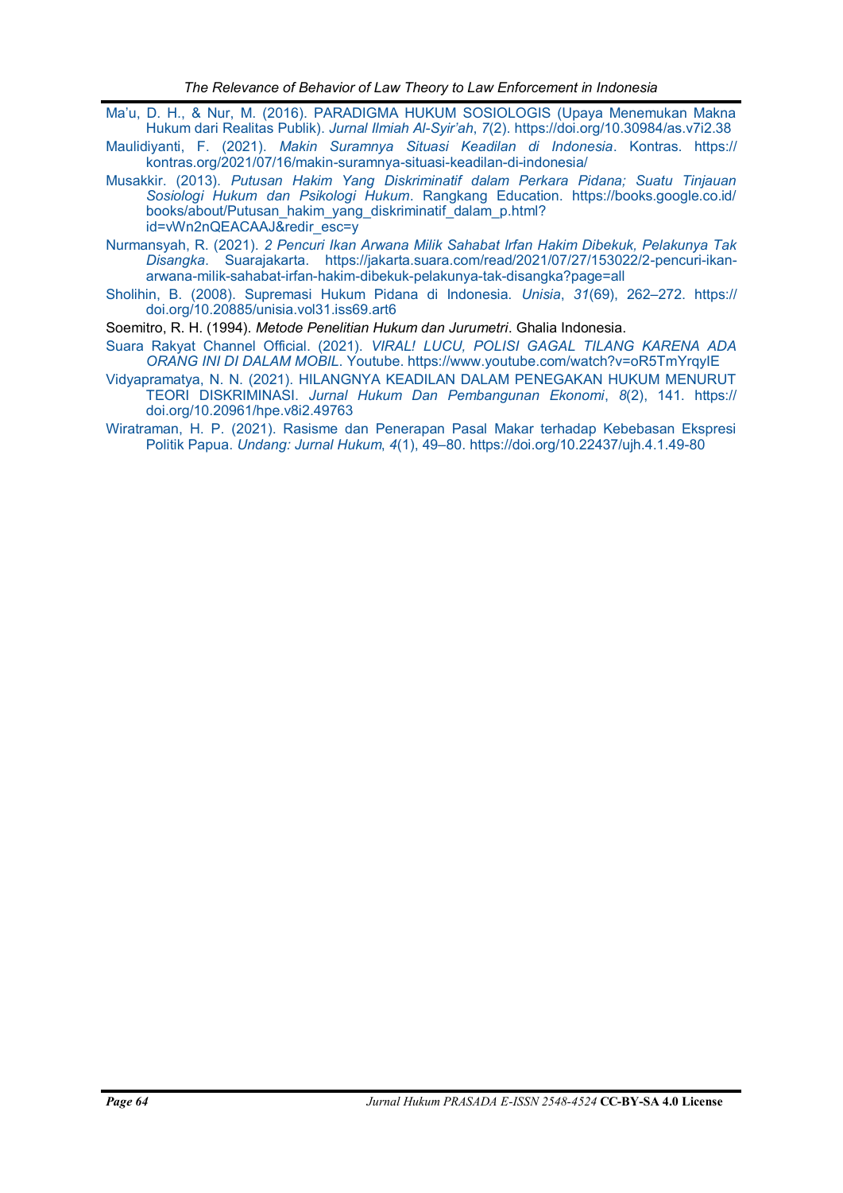Ma'u, D. H., & Nur, M. (2016). PARADIGMA HUKUM SOSIOLOGIS (Upaya Menemukan Makna Hukum dari Realitas Publik). *Jurnal Ilmiah Al-Syir'ah*, *7*(2). https://doi.org/10.30984/as.v7i2.38

Maulidiyanti, F. (2021). *Makin Suramnya Situasi Keadilan di Indonesia*. Kontras. https://kontras.org/2021/07/16/makin-suramnya-situasi-keadilan-di-indonesia/

Musakkir. (2013). *Putusan Hakim Yang Diskriminatif dalam Perkara Pidana; Suatu Tinjauan Sosiologi Hukum dan Psikologi Hukum*. Rangkang Education. https://books.google.co.id/books/about/Putusan_hakim_yang_diskriminatif_dalam_p.html?id=vWn2nQEACAAJ&redir_esc=y

Nurmansyah, R. (2021). *2 Pencuri Ikan Arwana Milik Sahabat Irfan Hakim Dibekuk, Pelakunya Tak Disangka*. Suarajakarta. https://jakarta.suara.com/read/2021/07/27/153022/2-pencuri-ikan-arwana-milik-sahabat-irfan-hakim-dibekuk-pelakunya-tak-disangka?page=all

Sholihin, B. (2008). Supremasi Hukum Pidana di Indonesia. *Unisia*, *31*(69), 262–272. https://doi.org/10.20885/unisia.vol31.iss69.art6

Soemitro, R. H. (1994). *Metode Penelitian Hukum dan Jurumetri*. Ghalia Indonesia.

Suara Rakyat Channel Official. (2021). *VIRAL! LUCU, POLISI GAGAL TILANG KARENA ADA ORANG INI DI DALAM MOBIL*. Youtube. https://www.youtube.com/watch?v=oR5TmYrqyIE

Vidyapramatya, N. N. (2021). HILANGNYA KEADILAN DALAM PENEGAKAN HUKUM MENURUT TEORI DISKRIMINASI. *Jurnal Hukum Dan Pembangunan Ekonomi*, *8*(2), 141. https://doi.org/10.20961/hpe.v8i2.49763

Wiratraman, H. P. (2021). Rasisme dan Penerapan Pasal Makar terhadap Kebebasan Ekspresi Politik Papua. *Undang: Jurnal Hukum*, *4*(1), 49–80. https://doi.org/10.22437/ujh.4.1.49-80